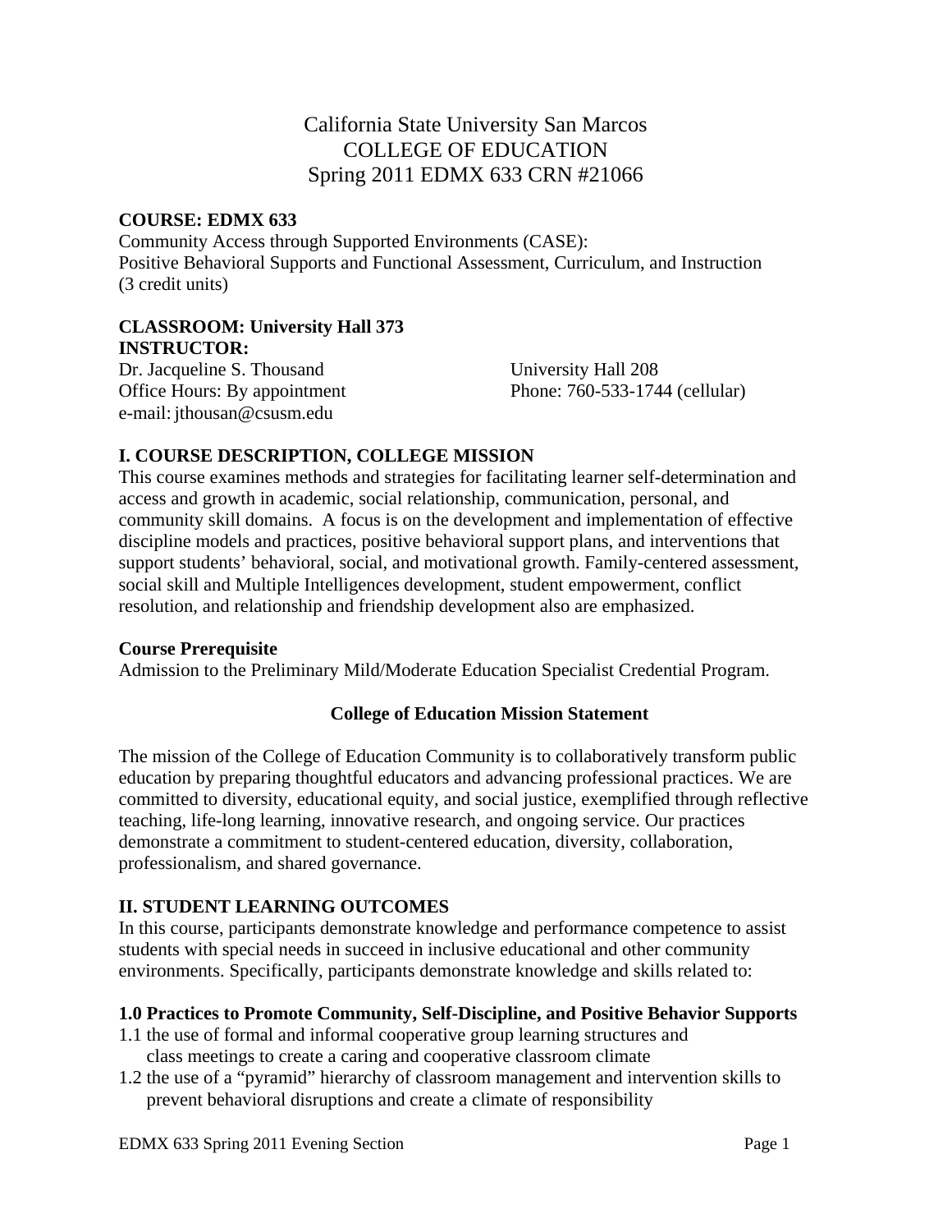# California State University San Marcos
# COLLEGE OF EDUCATION
# Spring 2011 EDMX 633 CRN #21066

**COURSE: EDMX 633**
Community Access through Supported Environments (CASE):
Positive Behavioral Supports and Functional Assessment, Curriculum, and Instruction
(3 credit units)

**CLASSROOM: University Hall 373**
**INSTRUCTOR:**
Dr. Jacqueline S. Thousand
Office Hours: By appointment
e-mail: jthousan@csusm.edu

University Hall 208
Phone: 760-533-1744 (cellular)

## I. COURSE DESCRIPTION, COLLEGE MISSION

This course examines methods and strategies for facilitating learner self-determination and access and growth in academic, social relationship, communication, personal, and community skill domains. A focus is on the development and implementation of effective discipline models and practices, positive behavioral support plans, and interventions that support students' behavioral, social, and motivational growth. Family-centered assessment, social skill and Multiple Intelligences development, student empowerment, conflict resolution, and relationship and friendship development also are emphasized.

**Course Prerequisite**
Admission to the Preliminary Mild/Moderate Education Specialist Credential Program.

### College of Education Mission Statement

The mission of the College of Education Community is to collaboratively transform public education by preparing thoughtful educators and advancing professional practices. We are committed to diversity, educational equity, and social justice, exemplified through reflective teaching, life-long learning, innovative research, and ongoing service. Our practices demonstrate a commitment to student-centered education, diversity, collaboration, professionalism, and shared governance.

## II. STUDENT LEARNING OUTCOMES

In this course, participants demonstrate knowledge and performance competence to assist students with special needs in succeed in inclusive educational and other community environments. Specifically, participants demonstrate knowledge and skills related to:

### 1.0 Practices to Promote Community, Self-Discipline, and Positive Behavior Supports

1.1 the use of formal and informal cooperative group learning structures and class meetings to create a caring and cooperative classroom climate
1.2 the use of a "pyramid" hierarchy of classroom management and intervention skills to prevent behavioral disruptions and create a climate of responsibility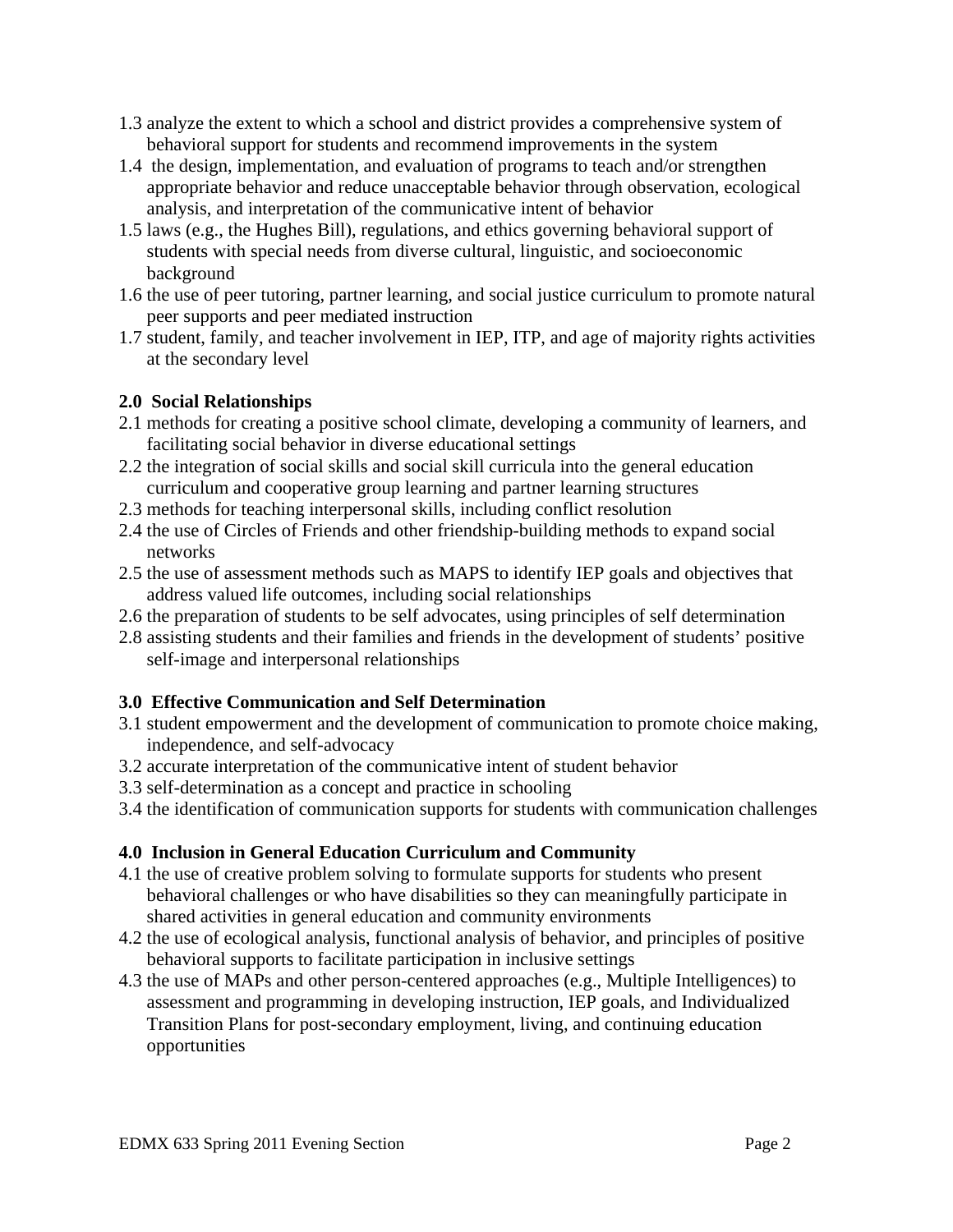1.3 analyze the extent to which a school and district provides a comprehensive system of behavioral support for students and recommend improvements in the system

1.4 the design, implementation, and evaluation of programs to teach and/or strengthen appropriate behavior and reduce unacceptable behavior through observation, ecological analysis, and interpretation of the communicative intent of behavior

1.5 laws (e.g., the Hughes Bill), regulations, and ethics governing behavioral support of students with special needs from diverse cultural, linguistic, and socioeconomic background

1.6 the use of peer tutoring, partner learning, and social justice curriculum to promote natural peer supports and peer mediated instruction

1.7 student, family, and teacher involvement in IEP, ITP, and age of majority rights activities at the secondary level

**2.0 Social Relationships**

2.1 methods for creating a positive school climate, developing a community of learners, and facilitating social behavior in diverse educational settings

2.2 the integration of social skills and social skill curricula into the general education curriculum and cooperative group learning and partner learning structures

2.3 methods for teaching interpersonal skills, including conflict resolution

2.4 the use of Circles of Friends and other friendship-building methods to expand social networks

2.5 the use of assessment methods such as MAPS to identify IEP goals and objectives that address valued life outcomes, including social relationships

2.6 the preparation of students to be self advocates, using principles of self determination

2.8 assisting students and their families and friends in the development of students' positive self-image and interpersonal relationships

**3.0 Effective Communication and Self Determination**

3.1 student empowerment and the development of communication to promote choice making, independence, and self-advocacy

3.2 accurate interpretation of the communicative intent of student behavior

3.3 self-determination as a concept and practice in schooling

3.4 the identification of communication supports for students with communication challenges

**4.0 Inclusion in General Education Curriculum and Community**

4.1 the use of creative problem solving to formulate supports for students who present behavioral challenges or who have disabilities so they can meaningfully participate in shared activities in general education and community environments

4.2 the use of ecological analysis, functional analysis of behavior, and principles of positive behavioral supports to facilitate participation in inclusive settings

4.3 the use of MAPs and other person-centered approaches (e.g., Multiple Intelligences) to assessment and programming in developing instruction, IEP goals, and Individualized Transition Plans for post-secondary employment, living, and continuing education opportunities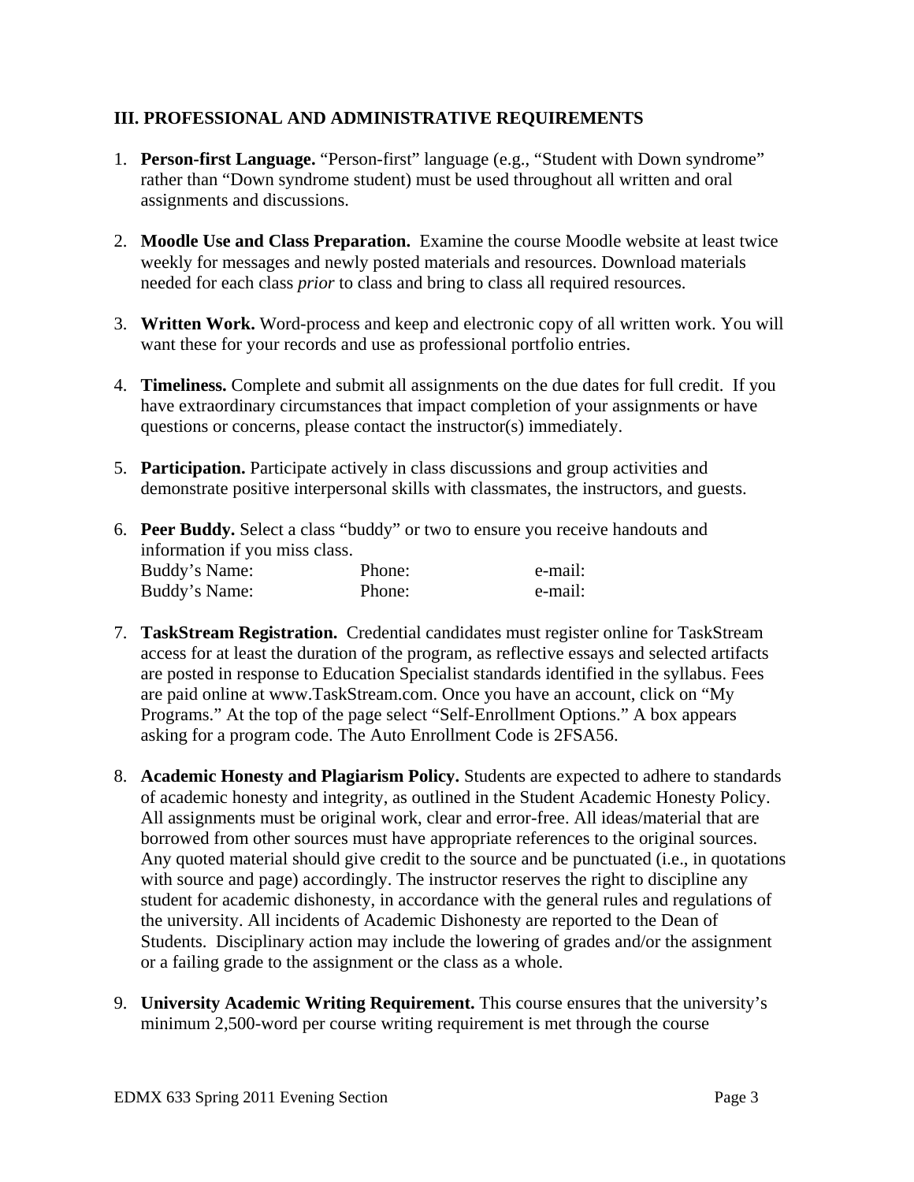### III. PROFESSIONAL AND ADMINISTRATIVE REQUIREMENTS

1. **Person-first Language.** "Person-first" language (e.g., "Student with Down syndrome" rather than "Down syndrome student) must be used throughout all written and oral assignments and discussions.

2. **Moodle Use and Class Preparation.** Examine the course Moodle website at least twice weekly for messages and newly posted materials and resources. Download materials needed for each class *prior* to class and bring to class all required resources.

3. **Written Work.** Word-process and keep and electronic copy of all written work. You will want these for your records and use as professional portfolio entries.

4. **Timeliness.** Complete and submit all assignments on the due dates for full credit. If you have extraordinary circumstances that impact completion of your assignments or have questions or concerns, please contact the instructor(s) immediately.

5. **Participation.** Participate actively in class discussions and group activities and demonstrate positive interpersonal skills with classmates, the instructors, and guests.

6. **Peer Buddy.** Select a class "buddy" or two to ensure you receive handouts and information if you miss class.
   Buddy's Name: Phone: e-mail:
   Buddy's Name: Phone: e-mail:

7. **TaskStream Registration.** Credential candidates must register online for TaskStream access for at least the duration of the program, as reflective essays and selected artifacts are posted in response to Education Specialist standards identified in the syllabus. Fees are paid online at www.TaskStream.com. Once you have an account, click on "My Programs." At the top of the page select "Self-Enrollment Options." A box appears asking for a program code. The Auto Enrollment Code is 2FSA56.

8. **Academic Honesty and Plagiarism Policy.** Students are expected to adhere to standards of academic honesty and integrity, as outlined in the Student Academic Honesty Policy. All assignments must be original work, clear and error-free. All ideas/material that are borrowed from other sources must have appropriate references to the original sources. Any quoted material should give credit to the source and be punctuated (i.e., in quotations with source and page) accordingly. The instructor reserves the right to discipline any student for academic dishonesty, in accordance with the general rules and regulations of the university. All incidents of Academic Dishonesty are reported to the Dean of Students. Disciplinary action may include the lowering of grades and/or the assignment or a failing grade to the assignment or the class as a whole.

9. **University Academic Writing Requirement.** This course ensures that the university's minimum 2,500-word per course writing requirement is met through the course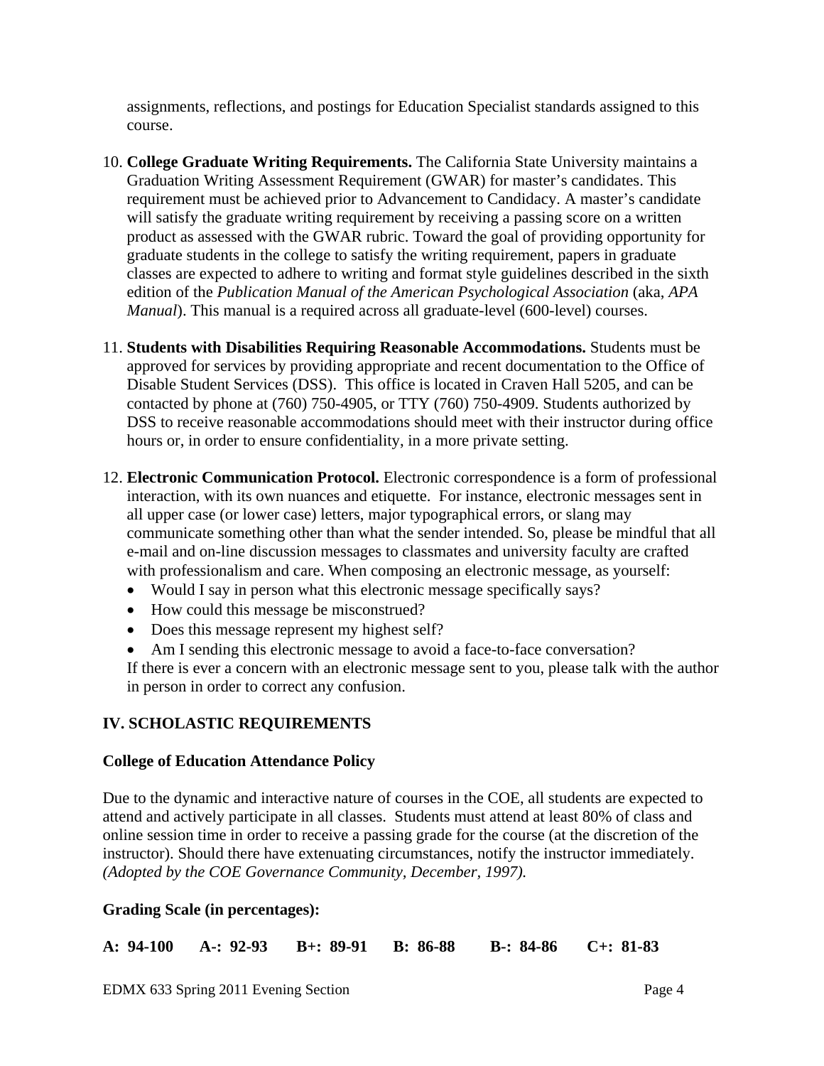assignments, reflections, and postings for Education Specialist standards assigned to this course.

10. **College Graduate Writing Requirements.** The California State University maintains a Graduation Writing Assessment Requirement (GWAR) for master's candidates. This requirement must be achieved prior to Advancement to Candidacy. A master's candidate will satisfy the graduate writing requirement by receiving a passing score on a written product as assessed with the GWAR rubric. Toward the goal of providing opportunity for graduate students in the college to satisfy the writing requirement, papers in graduate classes are expected to adhere to writing and format style guidelines described in the sixth edition of the *Publication Manual of the American Psychological Association* (aka, *APA Manual*). This manual is a required across all graduate-level (600-level) courses.

11. **Students with Disabilities Requiring Reasonable Accommodations.** Students must be approved for services by providing appropriate and recent documentation to the Office of Disable Student Services (DSS). This office is located in Craven Hall 5205, and can be contacted by phone at (760) 750-4905, or TTY (760) 750-4909. Students authorized by DSS to receive reasonable accommodations should meet with their instructor during office hours or, in order to ensure confidentiality, in a more private setting.

12. **Electronic Communication Protocol.** Electronic correspondence is a form of professional interaction, with its own nuances and etiquette. For instance, electronic messages sent in all upper case (or lower case) letters, major typographical errors, or slang may communicate something other than what the sender intended. So, please be mindful that all e-mail and on-line discussion messages to classmates and university faculty are crafted with professionalism and care. When composing an electronic message, as yourself:
    - Would I say in person what this electronic message specifically says?
    - How could this message be misconstrued?
    - Does this message represent my highest self?
    - Am I sending this electronic message to avoid a face-to-face conversation?

    If there is ever a concern with an electronic message sent to you, please talk with the author in person in order to correct any confusion.

## IV. SCHOLASTIC REQUIREMENTS

### College of Education Attendance Policy

Due to the dynamic and interactive nature of courses in the COE, all students are expected to attend and actively participate in all classes. Students must attend at least 80% of class and online session time in order to receive a passing grade for the course (at the discretion of the instructor). Should there have extenuating circumstances, notify the instructor immediately. *(Adopted by the COE Governance Community, December, 1997).*

### Grading Scale (in percentages):

**A: 94-100 A-: 92-93 B+: 89-91 B: 86-88 B-: 84-86 C+: 81-83**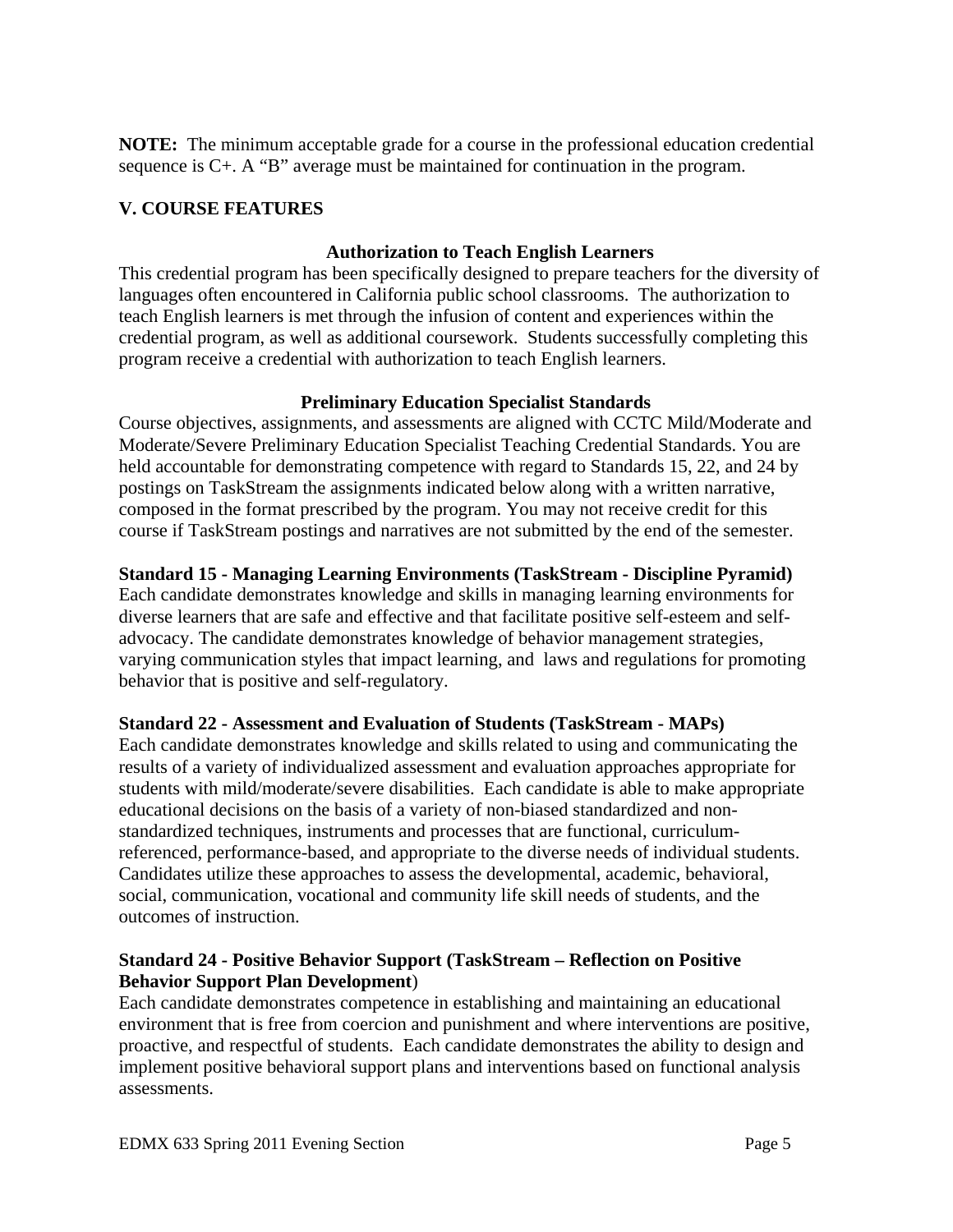**NOTE:** The minimum acceptable grade for a course in the professional education credential sequence is C+. A "B" average must be maintained for continuation in the program.

## V. COURSE FEATURES

### Authorization to Teach English Learners

This credential program has been specifically designed to prepare teachers for the diversity of languages often encountered in California public school classrooms. The authorization to teach English learners is met through the infusion of content and experiences within the credential program, as well as additional coursework. Students successfully completing this program receive a credential with authorization to teach English learners.

### Preliminary Education Specialist Standards

Course objectives, assignments, and assessments are aligned with CCTC Mild/Moderate and Moderate/Severe Preliminary Education Specialist Teaching Credential Standards. You are held accountable for demonstrating competence with regard to Standards 15, 22, and 24 by postings on TaskStream the assignments indicated below along with a written narrative, composed in the format prescribed by the program. You may not receive credit for this course if TaskStream postings and narratives are not submitted by the end of the semester.

**Standard 15 - Managing Learning Environments (TaskStream - Discipline Pyramid)**
Each candidate demonstrates knowledge and skills in managing learning environments for diverse learners that are safe and effective and that facilitate positive self-esteem and self-advocacy. The candidate demonstrates knowledge of behavior management strategies, varying communication styles that impact learning, and laws and regulations for promoting behavior that is positive and self-regulatory.

**Standard 22 - Assessment and Evaluation of Students (TaskStream - MAPs)**
Each candidate demonstrates knowledge and skills related to using and communicating the results of a variety of individualized assessment and evaluation approaches appropriate for students with mild/moderate/severe disabilities. Each candidate is able to make appropriate educational decisions on the basis of a variety of non-biased standardized and non-standardized techniques, instruments and processes that are functional, curriculum-referenced, performance-based, and appropriate to the diverse needs of individual students. Candidates utilize these approaches to assess the developmental, academic, behavioral, social, communication, vocational and community life skill needs of students, and the outcomes of instruction.

**Standard 24 - Positive Behavior Support (TaskStream – Reflection on Positive Behavior Support Plan Development)**
Each candidate demonstrates competence in establishing and maintaining an educational environment that is free from coercion and punishment and where interventions are positive, proactive, and respectful of students. Each candidate demonstrates the ability to design and implement positive behavioral support plans and interventions based on functional analysis assessments.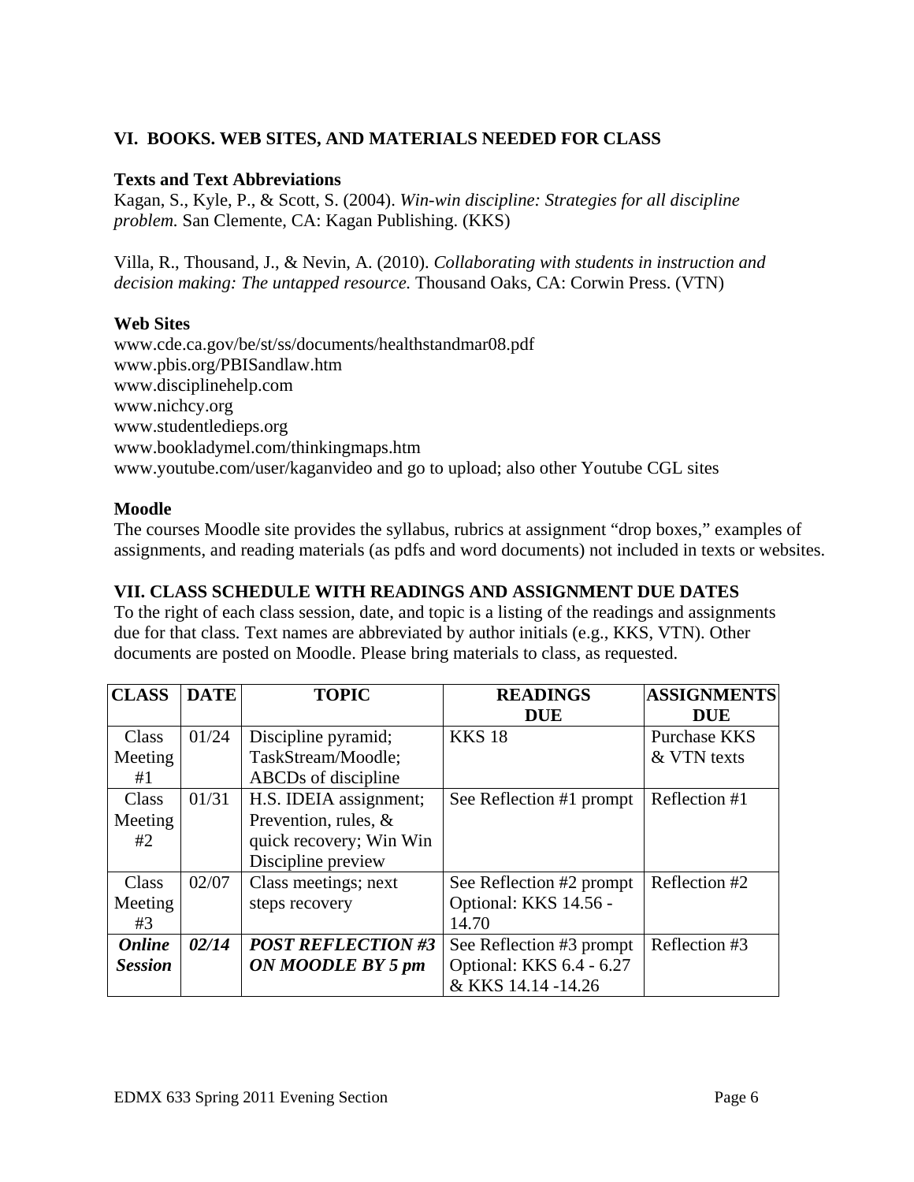## VI. BOOKS. WEB SITES, AND MATERIALS NEEDED FOR CLASS

### Texts and Text Abbreviations

Kagan, S., Kyle, P., & Scott, S. (2004). *Win-win discipline: Strategies for all discipline problem.* San Clemente, CA: Kagan Publishing. (KKS)

Villa, R., Thousand, J., & Nevin, A. (2010). *Collaborating with students in instruction and decision making: The untapped resource.* Thousand Oaks, CA: Corwin Press. (VTN)

### Web Sites

www.cde.ca.gov/be/st/ss/documents/healthstandmar08.pdf
www.pbis.org/PBISandlaw.htm
www.disciplinehelp.com
www.nichcy.org
www.studentledieps.org
www.bookladymel.com/thinkingmaps.htm
www.youtube.com/user/kaganvideo and go to upload; also other Youtube CGL sites

### Moodle

The courses Moodle site provides the syllabus, rubrics at assignment "drop boxes," examples of assignments, and reading materials (as pdfs and word documents) not included in texts or websites.

## VII. CLASS SCHEDULE WITH READINGS AND ASSIGNMENT DUE DATES

To the right of each class session, date, and topic is a listing of the readings and assignments due for that class. Text names are abbreviated by author initials (e.g., KKS, VTN). Other documents are posted on Moodle. Please bring materials to class, as requested.

| CLASS | DATE | TOPIC | READINGS DUE | ASSIGNMENTS DUE |
|---|---|---|---|---|
| Class Meeting #1 | 01/24 | Discipline pyramid; TaskStream/Moodle; ABCDs of discipline | KKS 18 | Purchase KKS & VTN texts |
| Class Meeting #2 | 01/31 | H.S. IDEIA assignment; Prevention, rules, & quick recovery; Win Win Discipline preview | See Reflection #1 prompt | Reflection #1 |
| Class Meeting #3 | 02/07 | Class meetings; next steps recovery | See Reflection #2 prompt Optional: KKS 14.56 - 14.70 | Reflection #2 |
| ***Online Session*** | ***02/14*** | ***POST REFLECTION #3 ON MOODLE BY 5 pm*** | See Reflection #3 prompt Optional: KKS 6.4 - 6.27 & KKS 14.14 -14.26 | Reflection #3 |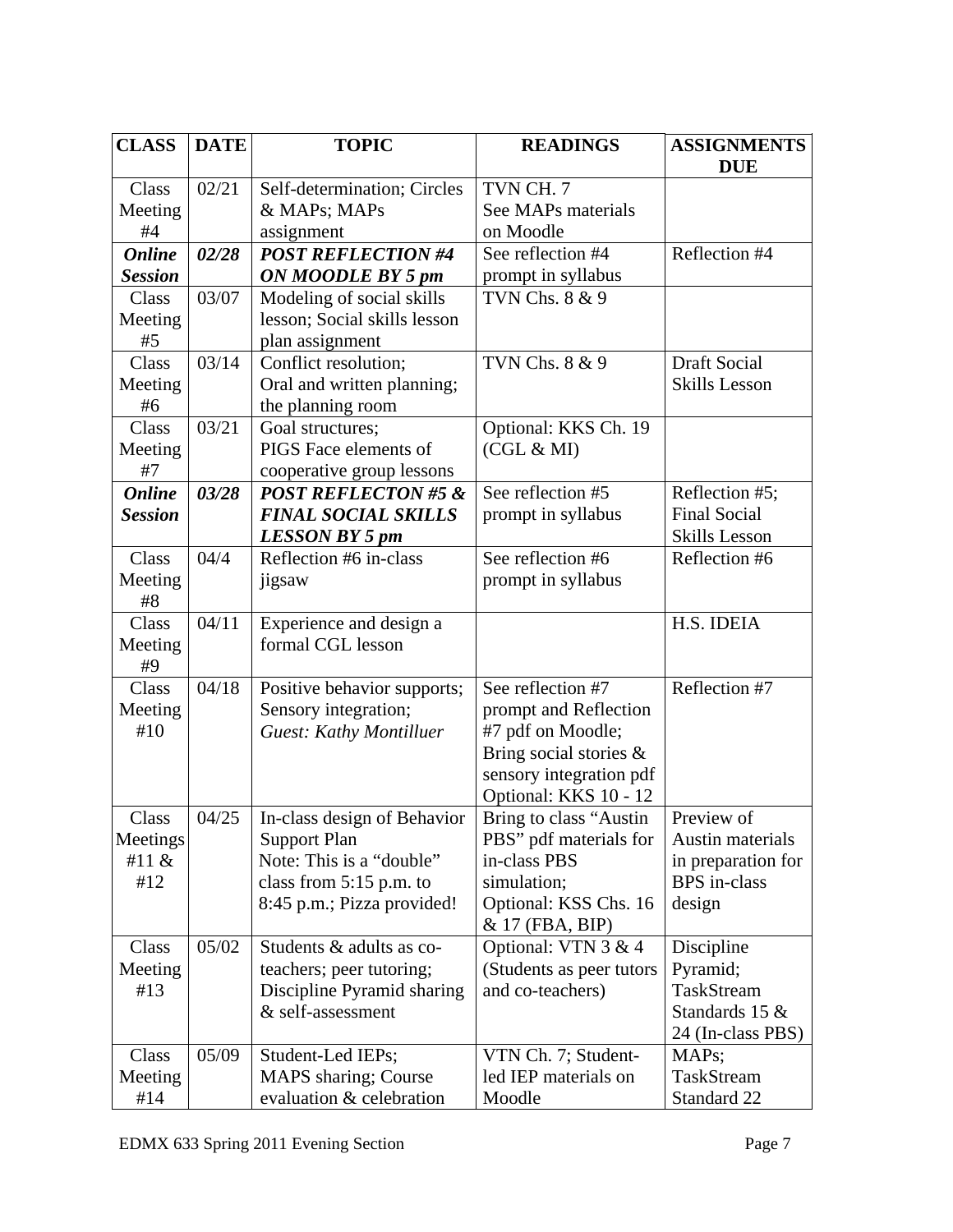| CLASS | DATE | TOPIC | READINGS | ASSIGNMENTS DUE |
|---|---|---|---|---|
| Class Meeting #4 | 02/21 | Self-determination; Circles & MAPs; MAPs assignment | TVN CH. 7<br>See MAPs materials on Moodle | |
| ***Online Session*** | ***02/28*** | ***POST REFLECTION #4 ON MOODLE BY 5 pm*** | See reflection #4 prompt in syllabus | Reflection #4 |
| Class Meeting #5 | 03/07 | Modeling of social skills lesson; Social skills lesson plan assignment | TVN Chs. 8 & 9 | |
| Class Meeting #6 | 03/14 | Conflict resolution;<br>Oral and written planning; the planning room | TVN Chs. 8 & 9 | Draft Social Skills Lesson |
| Class Meeting #7 | 03/21 | Goal structures;<br>PIGS Face elements of cooperative group lessons | Optional: KKS Ch. 19 (CGL & MI) | |
| ***Online Session*** | ***03/28*** | ***POST REFLECTON #5 & FINAL SOCIAL SKILLS LESSON BY 5 pm*** | See reflection #5 prompt in syllabus | Reflection #5; Final Social Skills Lesson |
| Class Meeting #8 | 04/4 | Reflection #6 in-class jigsaw | See reflection #6 prompt in syllabus | Reflection #6 |
| Class Meeting #9 | 04/11 | Experience and design a formal CGL lesson | | H.S. IDEIA |
| Class Meeting #10 | 04/18 | Positive behavior supports; Sensory integration;<br>*Guest: Kathy Montilluer* | See reflection #7 prompt and Reflection #7 pdf on Moodle;<br>Bring social stories & sensory integration pdf<br>Optional: KKS 10 - 12 | Reflection #7 |
| Class Meetings #11 & #12 | 04/25 | In-class design of Behavior Support Plan<br>Note: This is a "double" class from 5:15 p.m. to 8:45 p.m.; Pizza provided! | Bring to class "Austin PBS" pdf materials for in-class PBS simulation;<br>Optional: KSS Chs. 16 & 17 (FBA, BIP) | Preview of Austin materials in preparation for BPS in-class design |
| Class Meeting #13 | 05/02 | Students & adults as co-teachers; peer tutoring; Discipline Pyramid sharing & self-assessment | Optional: VTN 3 & 4 (Students as peer tutors and co-teachers) | Discipline Pyramid;<br>TaskStream Standards 15 & 24 (In-class PBS) |
| Class Meeting #14 | 05/09 | Student-Led IEPs;<br>MAPS sharing; Course evaluation & celebration | VTN Ch. 7; Student-led IEP materials on Moodle | MAPs;<br>TaskStream Standard 22 |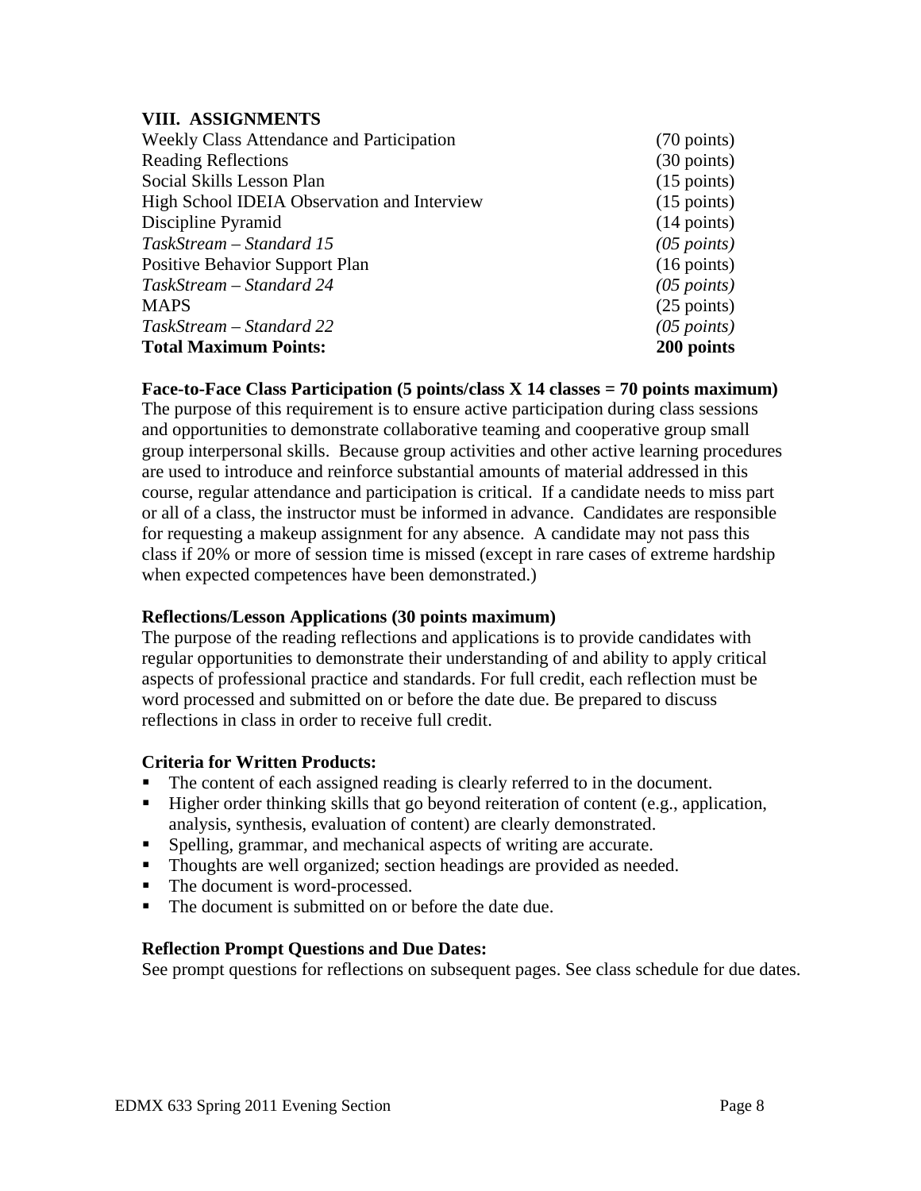## VIII. ASSIGNMENTS

| | |
|---|---|
| Weekly Class Attendance and Participation | (70 points) |
| Reading Reflections | (30 points) |
| Social Skills Lesson Plan | (15 points) |
| High School IDEIA Observation and Interview | (15 points) |
| Discipline Pyramid | (14 points) |
| *TaskStream – Standard 15* | *(05 points)* |
| Positive Behavior Support Plan | (16 points) |
| *TaskStream – Standard 24* | *(05 points)* |
| MAPS | (25 points) |
| *TaskStream – Standard 22* | *(05 points)* |
| **Total Maximum Points:** | **200 points** |

**Face-to-Face Class Participation (5 points/class X 14 classes = 70 points maximum)**
The purpose of this requirement is to ensure active participation during class sessions and opportunities to demonstrate collaborative teaming and cooperative group small group interpersonal skills. Because group activities and other active learning procedures are used to introduce and reinforce substantial amounts of material addressed in this course, regular attendance and participation is critical. If a candidate needs to miss part or all of a class, the instructor must be informed in advance. Candidates are responsible for requesting a makeup assignment for any absence. A candidate may not pass this class if 20% or more of session time is missed (except in rare cases of extreme hardship when expected competences have been demonstrated.)

**Reflections/Lesson Applications (30 points maximum)**
The purpose of the reading reflections and applications is to provide candidates with regular opportunities to demonstrate their understanding of and ability to apply critical aspects of professional practice and standards. For full credit, each reflection must be word processed and submitted on or before the date due. Be prepared to discuss reflections in class in order to receive full credit.

**Criteria for Written Products:**

- The content of each assigned reading is clearly referred to in the document.
- Higher order thinking skills that go beyond reiteration of content (e.g., application, analysis, synthesis, evaluation of content) are clearly demonstrated.
- Spelling, grammar, and mechanical aspects of writing are accurate.
- Thoughts are well organized; section headings are provided as needed.
- The document is word-processed.
- The document is submitted on or before the date due.

**Reflection Prompt Questions and Due Dates:**
See prompt questions for reflections on subsequent pages. See class schedule for due dates.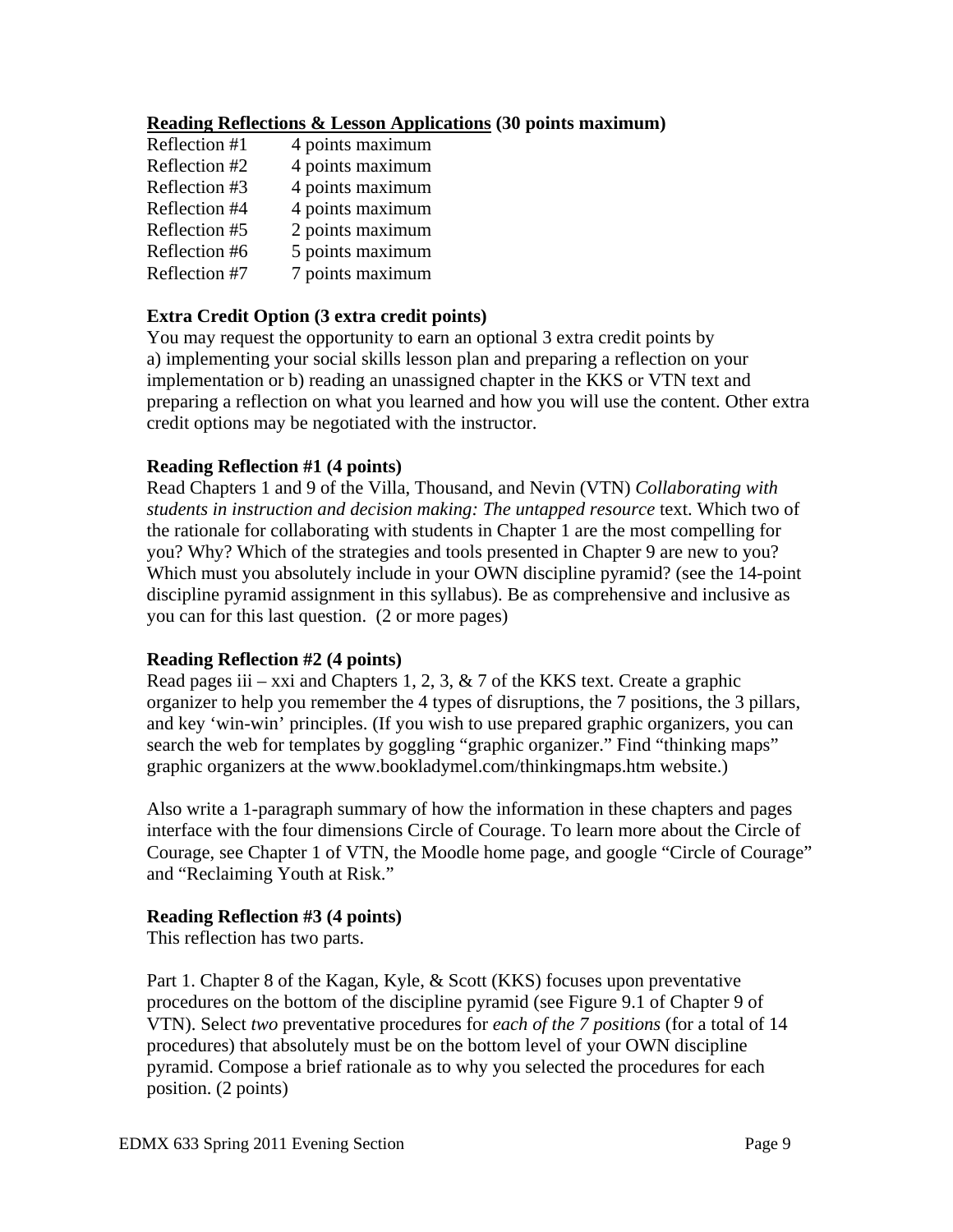**<u>Reading Reflections & Lesson Applications</u> (30 points maximum)**

| | |
|---|---|
| Reflection #1 | 4 points maximum |
| Reflection #2 | 4 points maximum |
| Reflection #3 | 4 points maximum |
| Reflection #4 | 4 points maximum |
| Reflection #5 | 2 points maximum |
| Reflection #6 | 5 points maximum |
| Reflection #7 | 7 points maximum |

**Extra Credit Option (3 extra credit points)**

You may request the opportunity to earn an optional 3 extra credit points by a) implementing your social skills lesson plan and preparing a reflection on your implementation or b) reading an unassigned chapter in the KKS or VTN text and preparing a reflection on what you learned and how you will use the content. Other extra credit options may be negotiated with the instructor.

**Reading Reflection #1 (4 points)**

Read Chapters 1 and 9 of the Villa, Thousand, and Nevin (VTN) *Collaborating with students in instruction and decision making: The untapped resource* text. Which two of the rationale for collaborating with students in Chapter 1 are the most compelling for you? Why? Which of the strategies and tools presented in Chapter 9 are new to you? Which must you absolutely include in your OWN discipline pyramid? (see the 14-point discipline pyramid assignment in this syllabus). Be as comprehensive and inclusive as you can for this last question. (2 or more pages)

**Reading Reflection #2 (4 points)**

Read pages iii – xxi and Chapters 1, 2, 3, & 7 of the KKS text. Create a graphic organizer to help you remember the 4 types of disruptions, the 7 positions, the 3 pillars, and key 'win-win' principles. (If you wish to use prepared graphic organizers, you can search the web for templates by goggling "graphic organizer." Find "thinking maps" graphic organizers at the www.bookladymel.com/thinkingmaps.htm website.)

Also write a 1-paragraph summary of how the information in these chapters and pages interface with the four dimensions Circle of Courage. To learn more about the Circle of Courage, see Chapter 1 of VTN, the Moodle home page, and google "Circle of Courage" and "Reclaiming Youth at Risk."

**Reading Reflection #3 (4 points)**

This reflection has two parts.

Part 1. Chapter 8 of the Kagan, Kyle, & Scott (KKS) focuses upon preventative procedures on the bottom of the discipline pyramid (see Figure 9.1 of Chapter 9 of VTN). Select *two* preventative procedures for *each of the 7 positions* (for a total of 14 procedures) that absolutely must be on the bottom level of your OWN discipline pyramid. Compose a brief rationale as to why you selected the procedures for each position. (2 points)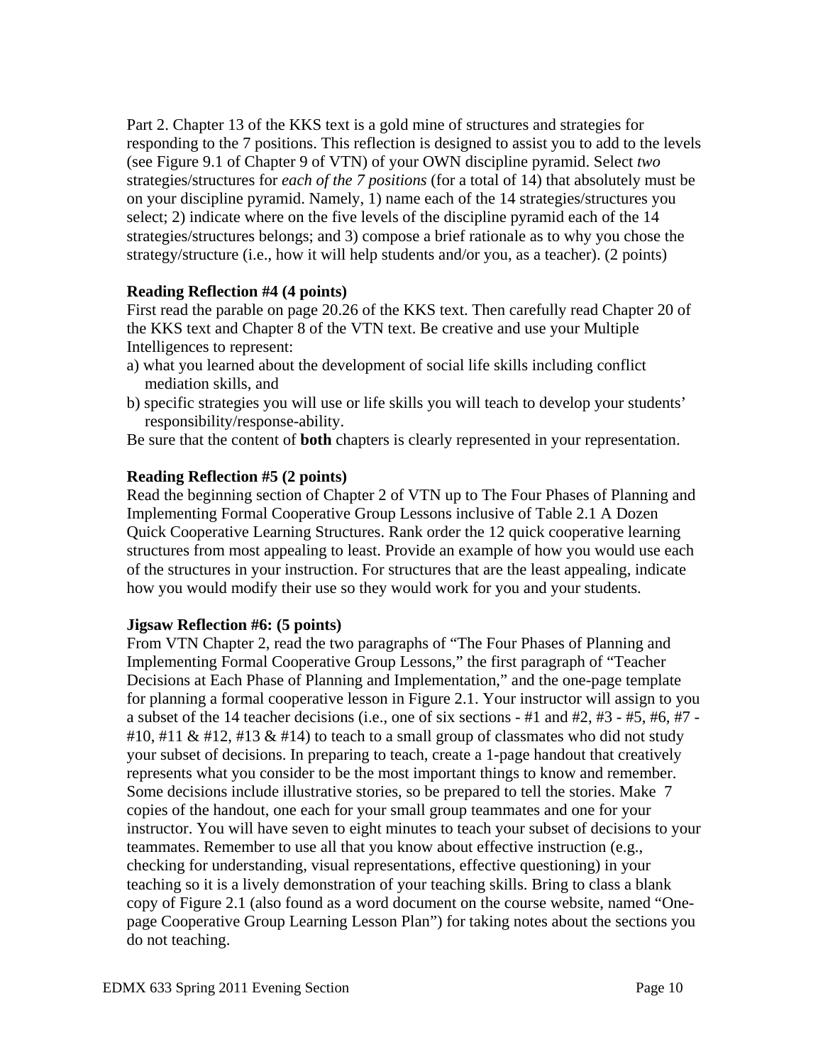Part 2. Chapter 13 of the KKS text is a gold mine of structures and strategies for responding to the 7 positions. This reflection is designed to assist you to add to the levels (see Figure 9.1 of Chapter 9 of VTN) of your OWN discipline pyramid. Select *two* strategies/structures for *each of the 7 positions* (for a total of 14) that absolutely must be on your discipline pyramid. Namely, 1) name each of the 14 strategies/structures you select; 2) indicate where on the five levels of the discipline pyramid each of the 14 strategies/structures belongs; and 3) compose a brief rationale as to why you chose the strategy/structure (i.e., how it will help students and/or you, as a teacher). (2 points)

**Reading Reflection #4 (4 points)**

First read the parable on page 20.26 of the KKS text. Then carefully read Chapter 20 of the KKS text and Chapter 8 of the VTN text. Be creative and use your Multiple Intelligences to represent:

a) what you learned about the development of social life skills including conflict mediation skills, and
b) specific strategies you will use or life skills you will teach to develop your students' responsibility/response-ability.

Be sure that the content of **both** chapters is clearly represented in your representation.

**Reading Reflection #5 (2 points)**

Read the beginning section of Chapter 2 of VTN up to The Four Phases of Planning and Implementing Formal Cooperative Group Lessons inclusive of Table 2.1 A Dozen Quick Cooperative Learning Structures. Rank order the 12 quick cooperative learning structures from most appealing to least. Provide an example of how you would use each of the structures in your instruction. For structures that are the least appealing, indicate how you would modify their use so they would work for you and your students.

**Jigsaw Reflection #6: (5 points)**

From VTN Chapter 2, read the two paragraphs of "The Four Phases of Planning and Implementing Formal Cooperative Group Lessons," the first paragraph of "Teacher Decisions at Each Phase of Planning and Implementation," and the one-page template for planning a formal cooperative lesson in Figure 2.1. Your instructor will assign to you a subset of the 14 teacher decisions (i.e., one of six sections - #1 and #2, #3 - #5, #6, #7 - #10, #11 & #12, #13 & #14) to teach to a small group of classmates who did not study your subset of decisions. In preparing to teach, create a 1-page handout that creatively represents what you consider to be the most important things to know and remember. Some decisions include illustrative stories, so be prepared to tell the stories. Make 7 copies of the handout, one each for your small group teammates and one for your instructor. You will have seven to eight minutes to teach your subset of decisions to your teammates. Remember to use all that you know about effective instruction (e.g., checking for understanding, visual representations, effective questioning) in your teaching so it is a lively demonstration of your teaching skills. Bring to class a blank copy of Figure 2.1 (also found as a word document on the course website, named "One-page Cooperative Group Learning Lesson Plan") for taking notes about the sections you do not teaching.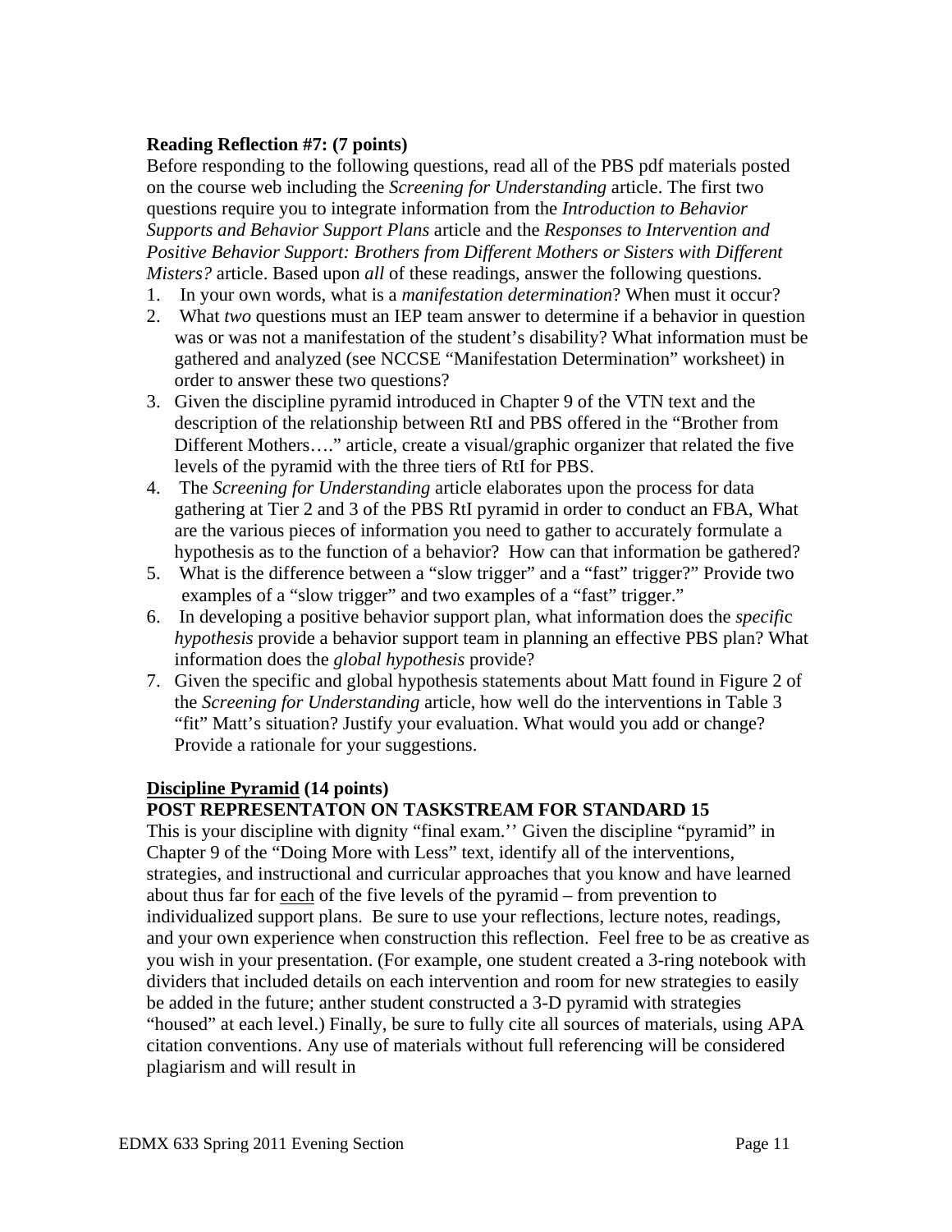**Reading Reflection #7: (7 points)**

Before responding to the following questions, read all of the PBS pdf materials posted on the course web including the *Screening for Understanding* article. The first two questions require you to integrate information from the *Introduction to Behavior Supports and Behavior Support Plans* article and the *Responses to Intervention and Positive Behavior Support: Brothers from Different Mothers or Sisters with Different Misters?* article. Based upon *all* of these readings, answer the following questions.

1. In your own words, what is a *manifestation determination*? When must it occur?
2. What *two* questions must an IEP team answer to determine if a behavior in question was or was not a manifestation of the student's disability? What information must be gathered and analyzed (see NCCSE "Manifestation Determination" worksheet) in order to answer these two questions?
3. Given the discipline pyramid introduced in Chapter 9 of the VTN text and the description of the relationship between RtI and PBS offered in the "Brother from Different Mothers…." article, create a visual/graphic organizer that related the five levels of the pyramid with the three tiers of RtI for PBS.
4. The *Screening for Understanding* article elaborates upon the process for data gathering at Tier 2 and 3 of the PBS RtI pyramid in order to conduct an FBA, What are the various pieces of information you need to gather to accurately formulate a hypothesis as to the function of a behavior? How can that information be gathered?
5. What is the difference between a "slow trigger" and a "fast" trigger?" Provide two examples of a "slow trigger" and two examples of a "fast" trigger."
6. In developing a positive behavior support plan, what information does the *specific hypothesis* provide a behavior support team in planning an effective PBS plan? What information does the *global hypothesis* provide?
7. Given the specific and global hypothesis statements about Matt found in Figure 2 of the *Screening for Understanding* article, how well do the interventions in Table 3 "fit" Matt's situation? Justify your evaluation. What would you add or change? Provide a rationale for your suggestions.

**<u>Discipline Pyramid</u> (14 points)**

**POST REPRESENTATON ON TASKSTREAM FOR STANDARD 15**

This is your discipline with dignity "final exam.'' Given the discipline "pyramid" in Chapter 9 of the "Doing More with Less" text, identify all of the interventions, strategies, and instructional and curricular approaches that you know and have learned about thus far for <u>each</u> of the five levels of the pyramid – from prevention to individualized support plans. Be sure to use your reflections, lecture notes, readings, and your own experience when construction this reflection. Feel free to be as creative as you wish in your presentation. (For example, one student created a 3-ring notebook with dividers that included details on each intervention and room for new strategies to easily be added in the future; anther student constructed a 3-D pyramid with strategies "housed" at each level.) Finally, be sure to fully cite all sources of materials, using APA citation conventions. Any use of materials without full referencing will be considered plagiarism and will result in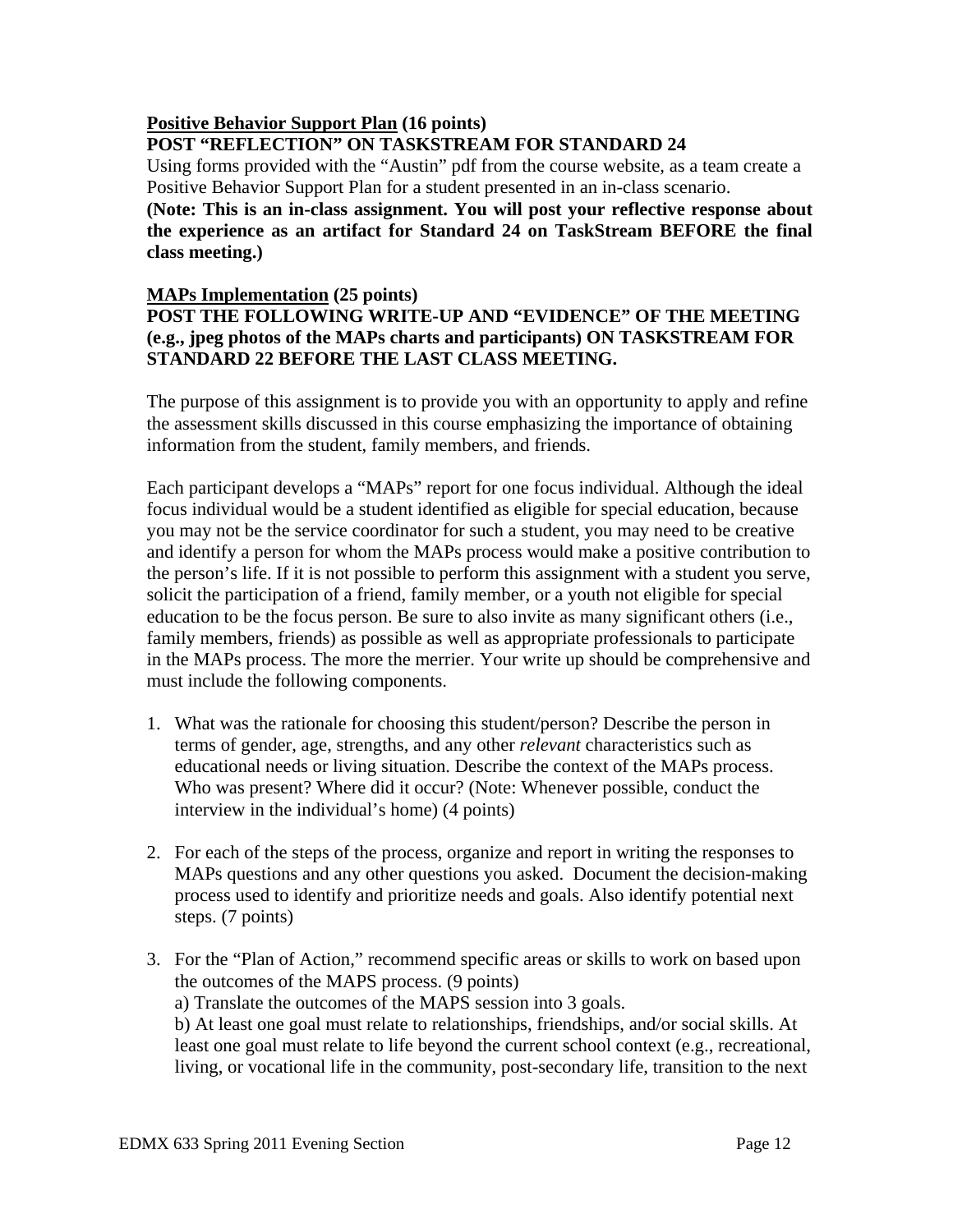**<u>Positive Behavior Support Plan</u> (16 points)**
**POST "REFLECTION" ON TASKSTREAM FOR STANDARD 24**
Using forms provided with the "Austin" pdf from the course website, as a team create a Positive Behavior Support Plan for a student presented in an in-class scenario.
**(Note: This is an in-class assignment. You will post your reflective response about the experience as an artifact for Standard 24 on TaskStream BEFORE the final class meeting.)**

**<u>MAPs Implementation</u> (25 points)**
**POST THE FOLLOWING WRITE-UP AND "EVIDENCE" OF THE MEETING (e.g., jpeg photos of the MAPs charts and participants) ON TASKSTREAM FOR STANDARD 22 BEFORE THE LAST CLASS MEETING.**

The purpose of this assignment is to provide you with an opportunity to apply and refine the assessment skills discussed in this course emphasizing the importance of obtaining information from the student, family members, and friends.

Each participant develops a "MAPs" report for one focus individual. Although the ideal focus individual would be a student identified as eligible for special education, because you may not be the service coordinator for such a student, you may need to be creative and identify a person for whom the MAPs process would make a positive contribution to the person's life. If it is not possible to perform this assignment with a student you serve, solicit the participation of a friend, family member, or a youth not eligible for special education to be the focus person. Be sure to also invite as many significant others (i.e., family members, friends) as possible as well as appropriate professionals to participate in the MAPs process. The more the merrier. Your write up should be comprehensive and must include the following components.

1. What was the rationale for choosing this student/person? Describe the person in terms of gender, age, strengths, and any other *relevant* characteristics such as educational needs or living situation. Describe the context of the MAPs process. Who was present? Where did it occur? (Note: Whenever possible, conduct the interview in the individual's home) (4 points)

2. For each of the steps of the process, organize and report in writing the responses to MAPs questions and any other questions you asked. Document the decision-making process used to identify and prioritize needs and goals. Also identify potential next steps. (7 points)

3. For the "Plan of Action," recommend specific areas or skills to work on based upon the outcomes of the MAPS process. (9 points)
   a) Translate the outcomes of the MAPS session into 3 goals.
   b) At least one goal must relate to relationships, friendships, and/or social skills. At least one goal must relate to life beyond the current school context (e.g., recreational, living, or vocational life in the community, post-secondary life, transition to the next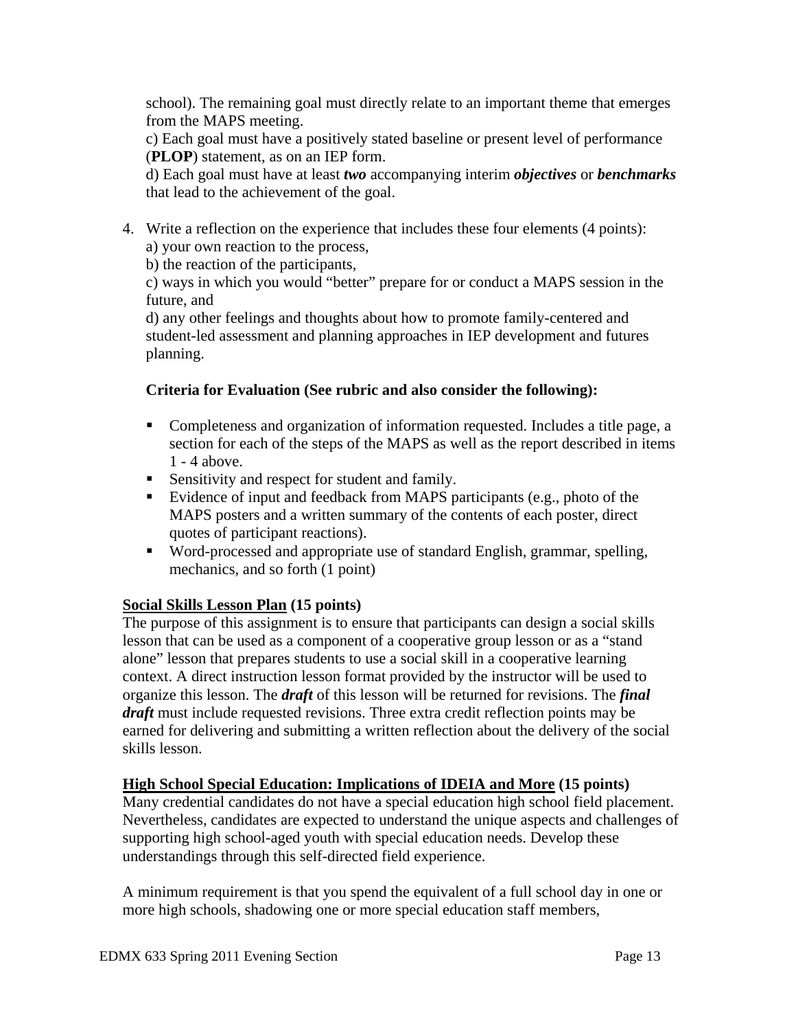school). The remaining goal must directly relate to an important theme that emerges from the MAPS meeting.
c) Each goal must have a positively stated baseline or present level of performance (**PLOP**) statement, as on an IEP form.
d) Each goal must have at least ***two*** accompanying interim ***objectives*** or ***benchmarks*** that lead to the achievement of the goal.

4. Write a reflection on the experience that includes these four elements (4 points):
   a) your own reaction to the process,
   b) the reaction of the participants,
   c) ways in which you would "better" prepare for or conduct a MAPS session in the future, and
   d) any other feelings and thoughts about how to promote family-centered and student-led assessment and planning approaches in IEP development and futures planning.

**Criteria for Evaluation (See rubric and also consider the following):**

- Completeness and organization of information requested. Includes a title page, a section for each of the steps of the MAPS as well as the report described in items 1 - 4 above.
- Sensitivity and respect for student and family.
- Evidence of input and feedback from MAPS participants (e.g., photo of the MAPS posters and a written summary of the contents of each poster, direct quotes of participant reactions).
- Word-processed and appropriate use of standard English, grammar, spelling, mechanics, and so forth (1 point)

**Social Skills Lesson Plan (15 points)**
The purpose of this assignment is to ensure that participants can design a social skills lesson that can be used as a component of a cooperative group lesson or as a "stand alone" lesson that prepares students to use a social skill in a cooperative learning context. A direct instruction lesson format provided by the instructor will be used to organize this lesson. The ***draft*** of this lesson will be returned for revisions. The ***final draft*** must include requested revisions. Three extra credit reflection points may be earned for delivering and submitting a written reflection about the delivery of the social skills lesson.

**High School Special Education: Implications of IDEIA and More (15 points)**
Many credential candidates do not have a special education high school field placement. Nevertheless, candidates are expected to understand the unique aspects and challenges of supporting high school-aged youth with special education needs. Develop these understandings through this self-directed field experience.

A minimum requirement is that you spend the equivalent of a full school day in one or more high schools, shadowing one or more special education staff members,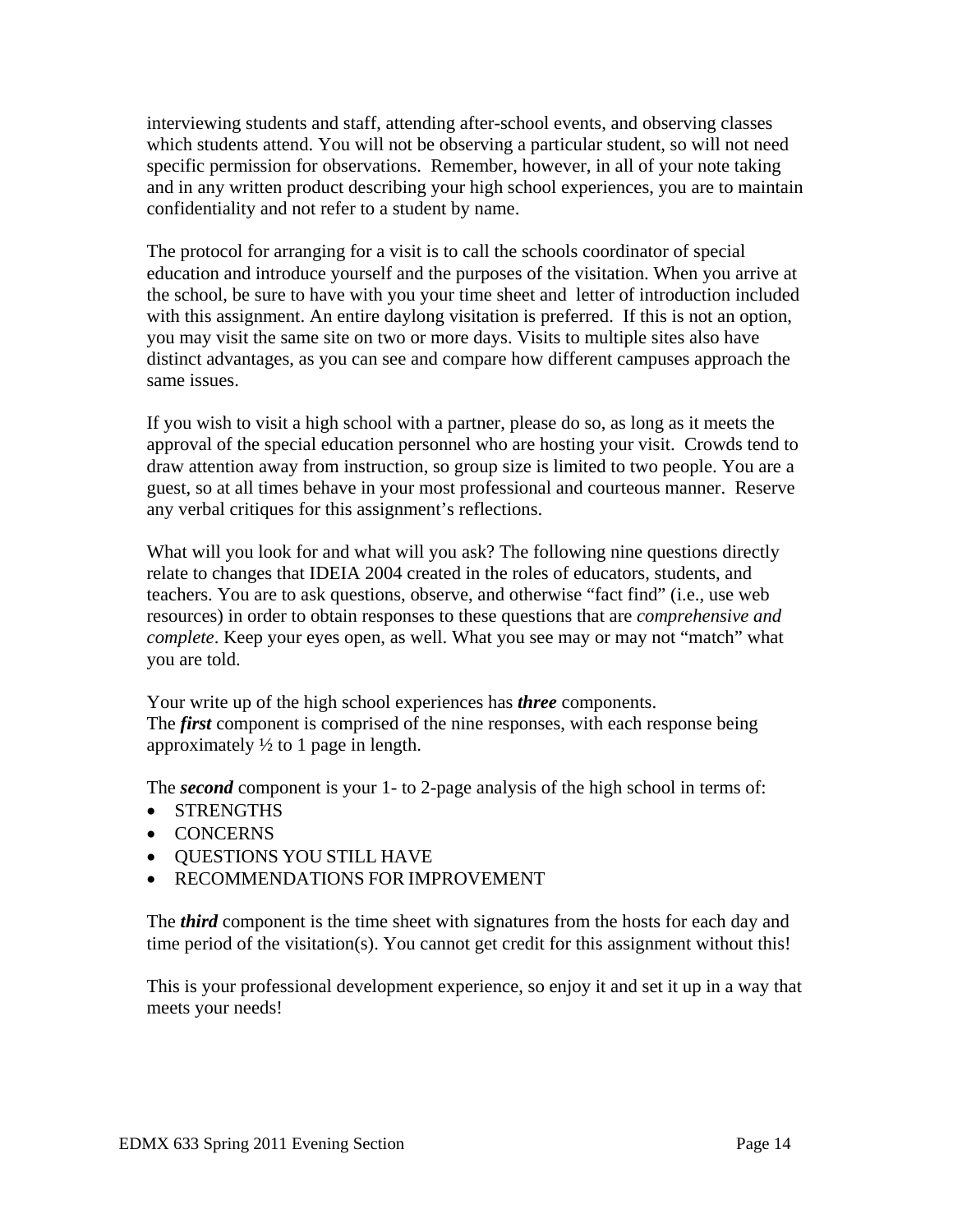interviewing students and staff, attending after-school events, and observing classes which students attend. You will not be observing a particular student, so will not need specific permission for observations. Remember, however, in all of your note taking and in any written product describing your high school experiences, you are to maintain confidentiality and not refer to a student by name.

The protocol for arranging for a visit is to call the schools coordinator of special education and introduce yourself and the purposes of the visitation. When you arrive at the school, be sure to have with you your time sheet and letter of introduction included with this assignment. An entire daylong visitation is preferred. If this is not an option, you may visit the same site on two or more days. Visits to multiple sites also have distinct advantages, as you can see and compare how different campuses approach the same issues.

If you wish to visit a high school with a partner, please do so, as long as it meets the approval of the special education personnel who are hosting your visit. Crowds tend to draw attention away from instruction, so group size is limited to two people. You are a guest, so at all times behave in your most professional and courteous manner. Reserve any verbal critiques for this assignment's reflections.

What will you look for and what will you ask? The following nine questions directly relate to changes that IDEIA 2004 created in the roles of educators, students, and teachers. You are to ask questions, observe, and otherwise "fact find" (i.e., use web resources) in order to obtain responses to these questions that are *comprehensive and complete*. Keep your eyes open, as well. What you see may or may not "match" what you are told.

Your write up of the high school experiences has ***three*** components.
The ***first*** component is comprised of the nine responses, with each response being approximately ½ to 1 page in length.

The ***second*** component is your 1- to 2-page analysis of the high school in terms of:

- STRENGTHS
- CONCERNS
- QUESTIONS YOU STILL HAVE
- RECOMMENDATIONS FOR IMPROVEMENT

The ***third*** component is the time sheet with signatures from the hosts for each day and time period of the visitation(s). You cannot get credit for this assignment without this!

This is your professional development experience, so enjoy it and set it up in a way that meets your needs!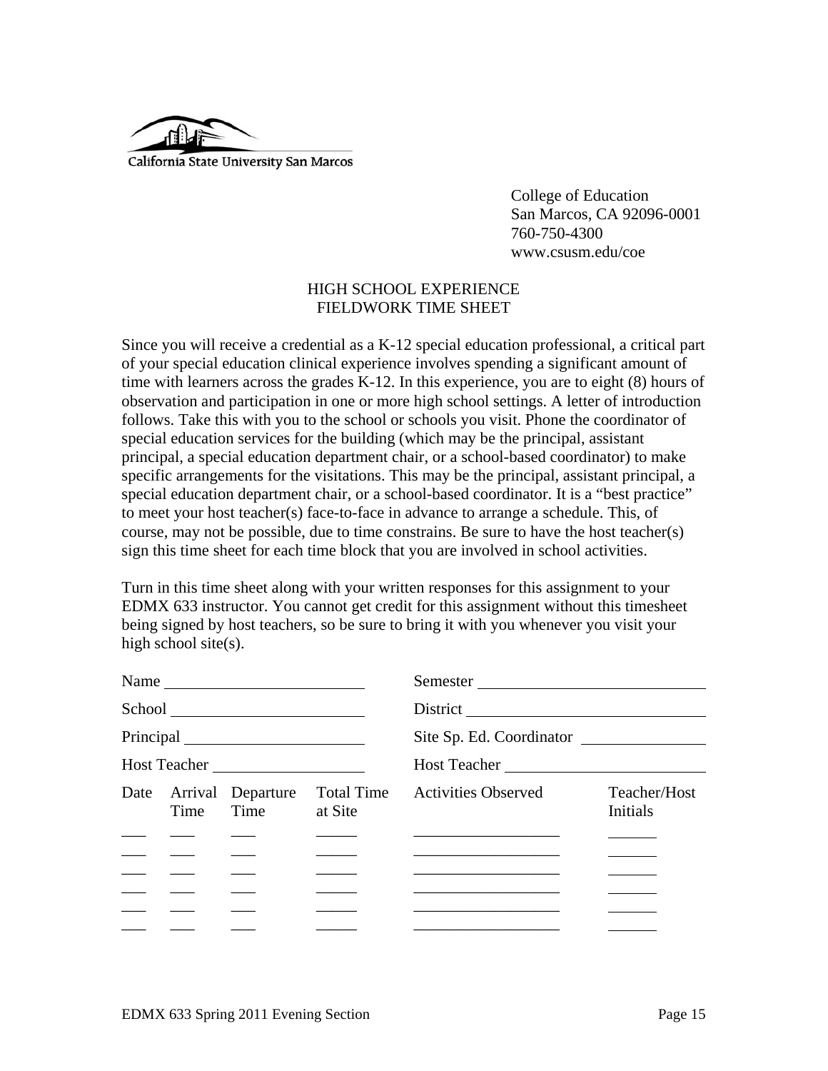California State University San Marcos

College of Education
San Marcos, CA 92096-0001
760-750-4300
www.csusm.edu/coe

# HIGH SCHOOL EXPERIENCE
# FIELDWORK TIME SHEET

Since you will receive a credential as a K-12 special education professional, a critical part of your special education clinical experience involves spending a significant amount of time with learners across the grades K-12. In this experience, you are to eight (8) hours of observation and participation in one or more high school settings. A letter of introduction follows. Take this with you to the school or schools you visit. Phone the coordinator of special education services for the building (which may be the principal, assistant principal, a special education department chair, or a school-based coordinator) to make specific arrangements for the visitations. This may be the principal, assistant principal, a special education department chair, or a school-based coordinator. It is a "best practice" to meet your host teacher(s) face-to-face in advance to arrange a schedule. This, of course, may not be possible, due to time constrains. Be sure to have the host teacher(s) sign this time sheet for each time block that you are involved in school activities.

Turn in this time sheet along with your written responses for this assignment to your EDMX 633 instructor. You cannot get credit for this assignment without this timesheet being signed by host teachers, so be sure to bring it with you whenever you visit your high school site(s).

Name ________________________ Semester ____________________________

School ________________________ District ____________________________

Principal ______________________ Site Sp. Ed. Coordinator ______________

Host Teacher ___________________ Host Teacher _________________________

| Date | Arrival Time | Departure Time | Total Time at Site | Activities Observed | Teacher/Host Initials |
|---|---|---|---|---|---|
| ___ | ___ | ___ | _____ | ________________ | ______ |
| ___ | ___ | ___ | _____ | ________________ | ______ |
| ___ | ___ | ___ | _____ | ________________ | ______ |
| ___ | ___ | ___ | _____ | ________________ | ______ |
| ___ | ___ | ___ | _____ | ________________ | ______ |
| ___ | ___ | ___ | _____ | ________________ | ______ |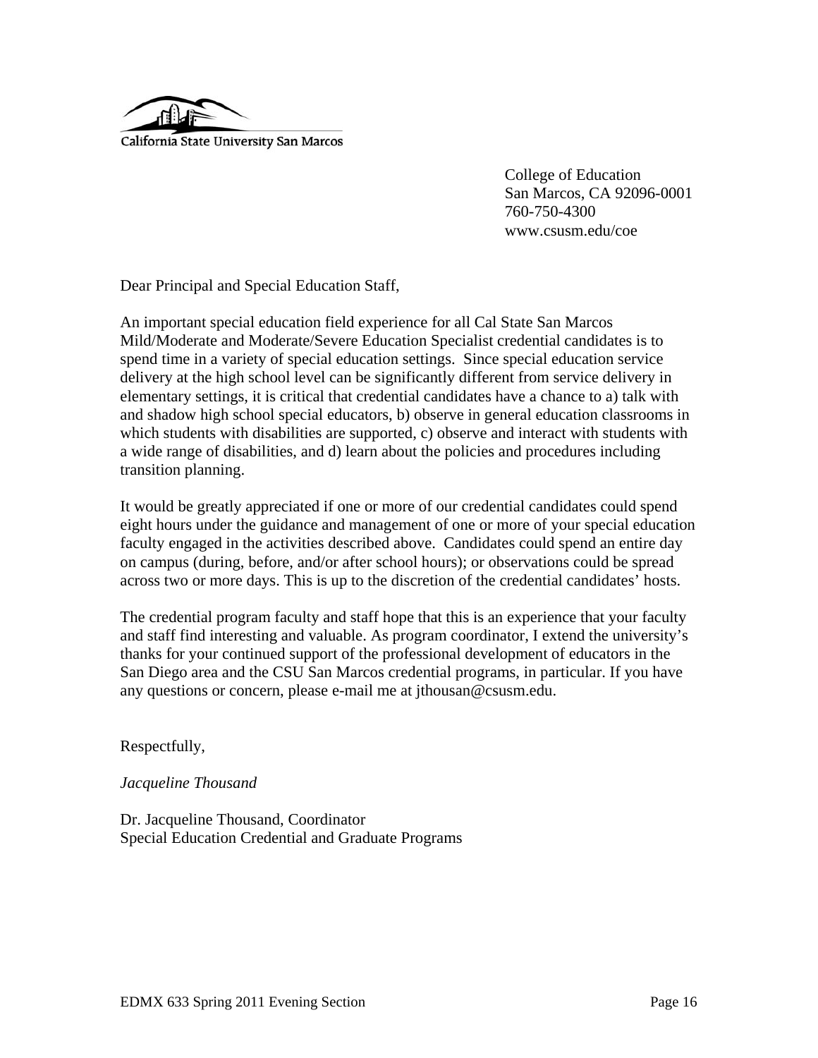California State University San Marcos

College of Education
San Marcos, CA 92096-0001
760-750-4300
www.csusm.edu/coe

Dear Principal and Special Education Staff,

An important special education field experience for all Cal State San Marcos Mild/Moderate and Moderate/Severe Education Specialist credential candidates is to spend time in a variety of special education settings. Since special education service delivery at the high school level can be significantly different from service delivery in elementary settings, it is critical that credential candidates have a chance to a) talk with and shadow high school special educators, b) observe in general education classrooms in which students with disabilities are supported, c) observe and interact with students with a wide range of disabilities, and d) learn about the policies and procedures including transition planning.

It would be greatly appreciated if one or more of our credential candidates could spend eight hours under the guidance and management of one or more of your special education faculty engaged in the activities described above. Candidates could spend an entire day on campus (during, before, and/or after school hours); or observations could be spread across two or more days. This is up to the discretion of the credential candidates' hosts.

The credential program faculty and staff hope that this is an experience that your faculty and staff find interesting and valuable. As program coordinator, I extend the university's thanks for your continued support of the professional development of educators in the San Diego area and the CSU San Marcos credential programs, in particular. If you have any questions or concern, please e-mail me at jthousan@csusm.edu.

Respectfully,

*Jacqueline Thousand*

Dr. Jacqueline Thousand, Coordinator
Special Education Credential and Graduate Programs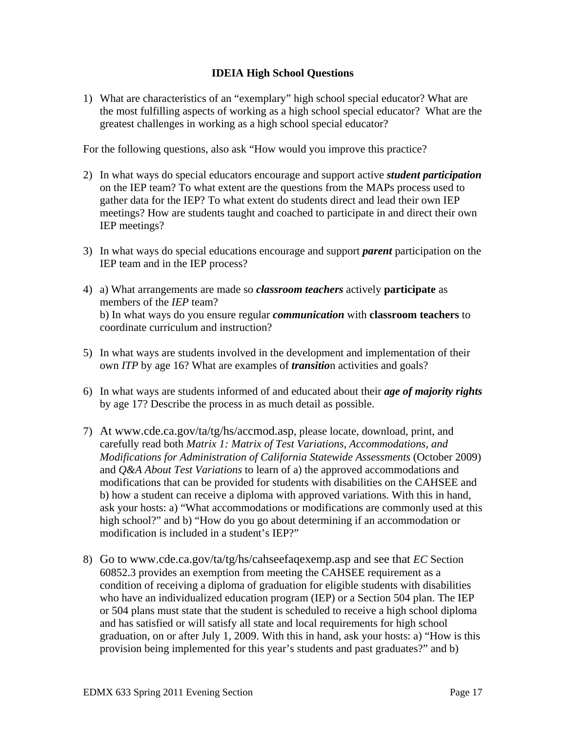**IDEIA High School Questions**

1) What are characteristics of an "exemplary" high school special educator? What are the most fulfilling aspects of working as a high school special educator? What are the greatest challenges in working as a high school special educator?

For the following questions, also ask "How would you improve this practice?

2) In what ways do special educators encourage and support active ***student participation*** on the IEP team? To what extent are the questions from the MAPs process used to gather data for the IEP? To what extent do students direct and lead their own IEP meetings? How are students taught and coached to participate in and direct their own IEP meetings?

3) In what ways do special educations encourage and support ***parent*** participation on the IEP team and in the IEP process?

4) a) What arrangements are made so ***classroom teachers*** actively **participate** as members of the *IEP* team?
   b) In what ways do you ensure regular ***communication*** with **classroom teachers** to coordinate curriculum and instruction?

5) In what ways are students involved in the development and implementation of their own *ITP* by age 16? What are examples of ***transitio***n activities and goals?

6) In what ways are students informed of and educated about their ***age of majority rights*** by age 17? Describe the process in as much detail as possible.

7) At www.cde.ca.gov/ta/tg/hs/accmod.asp, please locate, download, print, and carefully read both *Matrix 1: Matrix of Test Variations, Accommodations, and Modifications for Administration of California Statewide Assessments* (October 2009) and *Q&A About Test Variations* to learn of a) the approved accommodations and modifications that can be provided for students with disabilities on the CAHSEE and b) how a student can receive a diploma with approved variations. With this in hand, ask your hosts: a) "What accommodations or modifications are commonly used at this high school?" and b) "How do you go about determining if an accommodation or modification is included in a student's IEP?"

8) Go to www.cde.ca.gov/ta/tg/hs/cahseefaqexemp.asp and see that *EC* Section 60852.3 provides an exemption from meeting the CAHSEE requirement as a condition of receiving a diploma of graduation for eligible students with disabilities who have an individualized education program (IEP) or a Section 504 plan. The IEP or 504 plans must state that the student is scheduled to receive a high school diploma and has satisfied or will satisfy all state and local requirements for high school graduation, on or after July 1, 2009. With this in hand, ask your hosts: a) "How is this provision being implemented for this year's students and past graduates?" and b)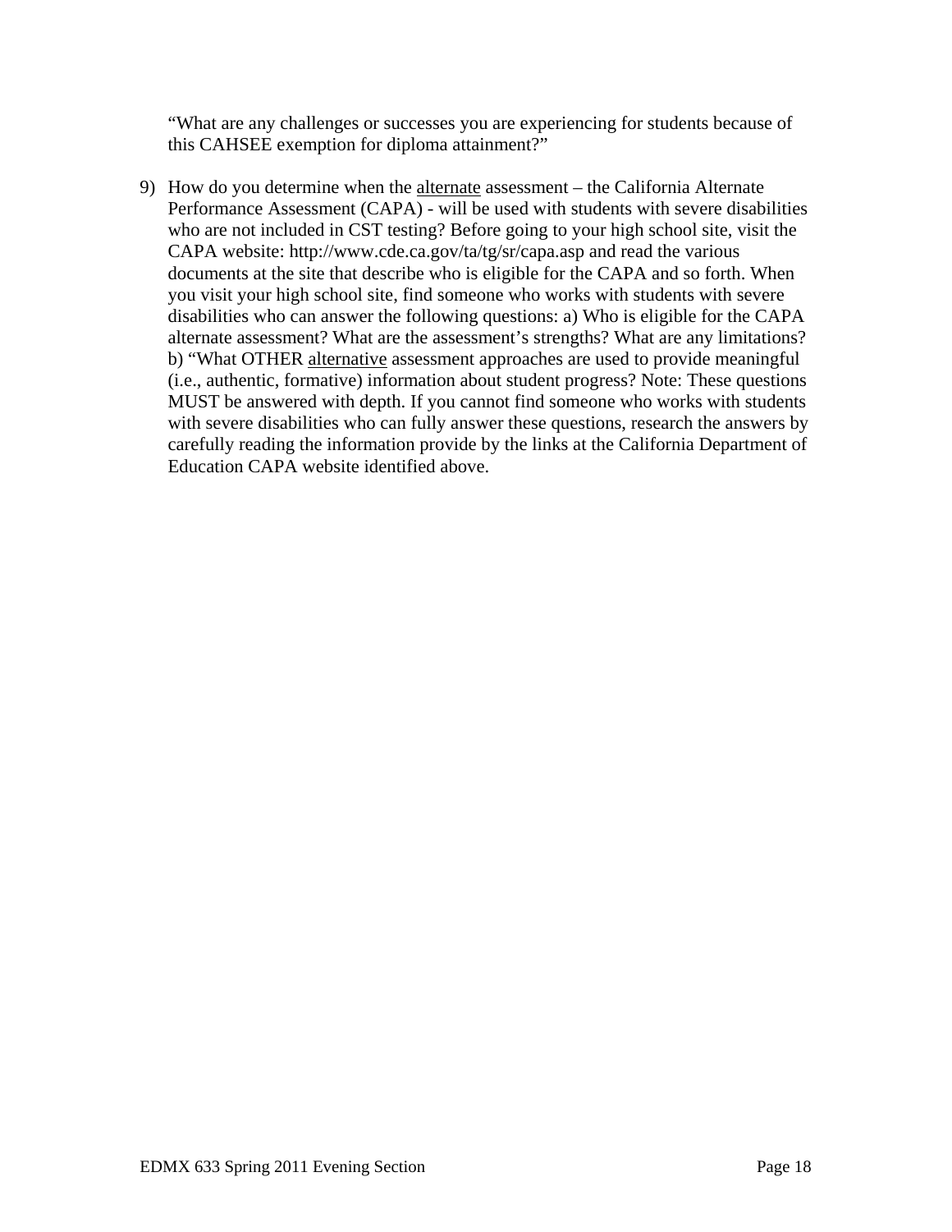"What are any challenges or successes you are experiencing for students because of this CAHSEE exemption for diploma attainment?"

9) How do you determine when the <u>alternate</u> assessment – the California Alternate Performance Assessment (CAPA) - will be used with students with severe disabilities who are not included in CST testing? Before going to your high school site, visit the CAPA website: http://www.cde.ca.gov/ta/tg/sr/capa.asp and read the various documents at the site that describe who is eligible for the CAPA and so forth. When you visit your high school site, find someone who works with students with severe disabilities who can answer the following questions: a) Who is eligible for the CAPA alternate assessment? What are the assessment's strengths? What are any limitations? b) "What OTHER <u>alternative</u> assessment approaches are used to provide meaningful (i.e., authentic, formative) information about student progress? Note: These questions MUST be answered with depth. If you cannot find someone who works with students with severe disabilities who can fully answer these questions, research the answers by carefully reading the information provide by the links at the California Department of Education CAPA website identified above.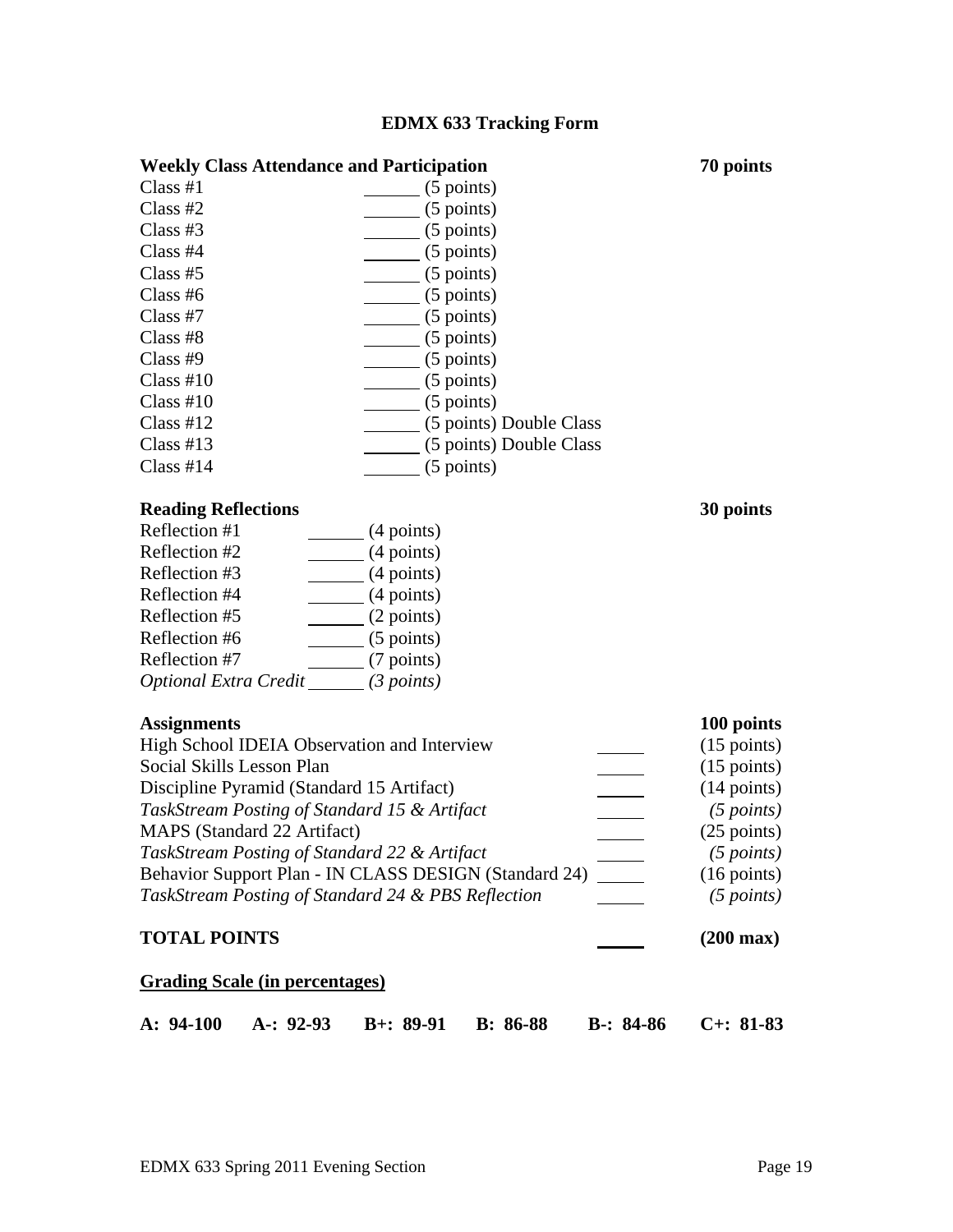# EDMX 633 Tracking Form

| **Weekly Class Attendance and Participation** | | **70 points** |
|---|---|---|
| Class #1 | ______ (5 points) | |
| Class #2 | ______ (5 points) | |
| Class #3 | ______ (5 points) | |
| Class #4 | ______ (5 points) | |
| Class #5 | ______ (5 points) | |
| Class #6 | ______ (5 points) | |
| Class #7 | ______ (5 points) | |
| Class #8 | ______ (5 points) | |
| Class #9 | ______ (5 points) | |
| Class #10 | ______ (5 points) | |
| Class #10 | ______ (5 points) | |
| Class #12 | ______ (5 points) Double Class | |
| Class #13 | ______ (5 points) Double Class | |
| Class #14 | ______ (5 points) | |

| **Reading Reflections** | | **30 points** |
|---|---|---|
| Reflection #1 | ______ (4 points) | |
| Reflection #2 | ______ (4 points) | |
| Reflection #3 | ______ (4 points) | |
| Reflection #4 | ______ (4 points) | |
| Reflection #5 | ______ (2 points) | |
| Reflection #6 | ______ (5 points) | |
| Reflection #7 | ______ (7 points) | |
| *Optional Extra Credit* | ______ *(3 points)* | |

| **Assignments** | | **100 points** |
|---|---|---|
| High School IDEIA Observation and Interview | ______ | (15 points) |
| Social Skills Lesson Plan | ______ | (15 points) |
| Discipline Pyramid (Standard 15 Artifact) | ______ | (14 points) |
| *TaskStream Posting of Standard 15 & Artifact* | ______ | *(5 points)* |
| MAPS (Standard 22 Artifact) | ______ | (25 points) |
| *TaskStream Posting of Standard 22 & Artifact* | ______ | *(5 points)* |
| Behavior Support Plan - IN CLASS DESIGN (Standard 24) | ______ | (16 points) |
| *TaskStream Posting of Standard 24 & PBS Reflection* | ______ | *(5 points)* |
| **TOTAL POINTS** | ______ | **(200 max)** |

**Grading Scale (in percentages)**

**A: 94-100 A-: 92-93 B+: 89-91 B: 86-88 B-: 84-86 C+: 81-83**